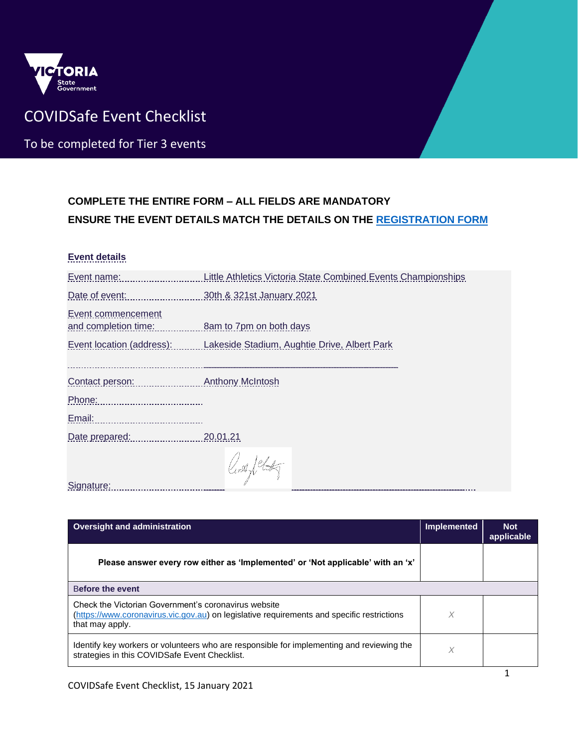VICTORIA State Government

# COVIDSafe Event Checklist

To be completed for Tier 3 events

**COMPLETE THE ENTIRE FORM – ALL FIELDS ARE MANDATORY**

**ENSURE THE EVENT DETAILS MATCH THE DETAILS ON THE [REGISTRATION FORM]()**

## Event details

Event name: Little Athletics Victoria State Combined Events Championships

Date of event: 30th & 321st January 2021

Event commencement and completion time: 8am to 7pm on both days

Event location (address): Lakeside Stadium, Aughtie Drive, Albert Park

Contact person: Anthony McIntosh

Phone:

Email:

Date prepared: 20.01.21

Signature:

| Oversight and administration | Implemented | Not applicable |
|---|---|---|
| **Please answer every row either as 'Implemented' or 'Not applicable' with an 'x'** | | |
| **Before the event** | | |
| Check the Victorian Government's coronavirus website ([https://www.coronavirus.vic.gov.au](https://www.coronavirus.vic.gov.au)) on legislative requirements and specific restrictions that may apply. | X | |
| Identify key workers or volunteers who are responsible for implementing and reviewing the strategies in this COVIDSafe Event Checklist. | X | |

COVIDSafe Event Checklist, 15 January 2021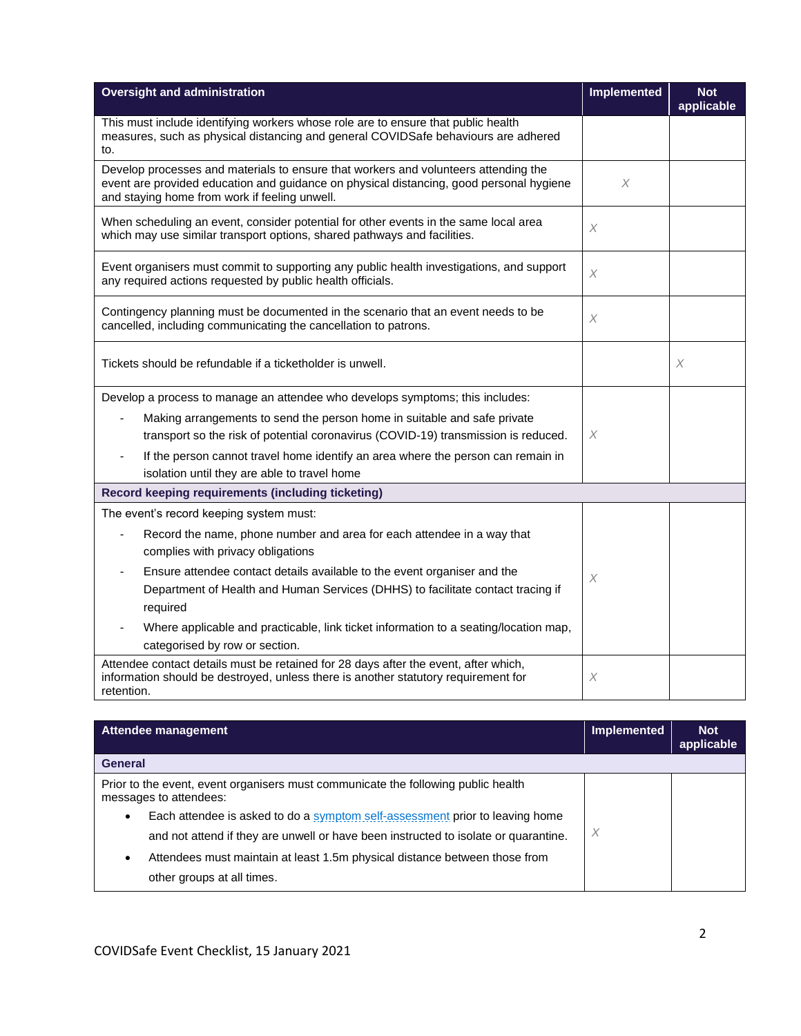| Oversight and administration | Implemented | Not applicable |
|---|---|---|
| This must include identifying workers whose role are to ensure that public health measures, such as physical distancing and general COVIDSafe behaviours are adhered to. | | |
| Develop processes and materials to ensure that workers and volunteers attending the event are provided education and guidance on physical distancing, good personal hygiene and staying home from work if feeling unwell. | X | |
| When scheduling an event, consider potential for other events in the same local area which may use similar transport options, shared pathways and facilities. | X | |
| Event organisers must commit to supporting any public health investigations, and support any required actions requested by public health officials. | X | |
| Contingency planning must be documented in the scenario that an event needs to be cancelled, including communicating the cancellation to patrons. | X | |
| Tickets should be refundable if a ticketholder is unwell. | | X |
| Develop a process to manage an attendee who develops symptoms; this includes:<br>- Making arrangements to send the person home in suitable and safe private transport so the risk of potential coronavirus (COVID-19) transmission is reduced.<br>- If the person cannot travel home identify an area where the person can remain in isolation until they are able to travel home | X | |
| **Record keeping requirements (including ticketing)** | | |
| The event's record keeping system must:<br>- Record the name, phone number and area for each attendee in a way that complies with privacy obligations<br>- Ensure attendee contact details available to the event organiser and the Department of Health and Human Services (DHHS) to facilitate contact tracing if required<br>- Where applicable and practicable, link ticket information to a seating/location map, categorised by row or section. | X | |
| Attendee contact details must be retained for 28 days after the event, after which, information should be destroyed, unless there is another statutory requirement for retention. | X | |

| Attendee management | Implemented | Not applicable |
|---|---|---|
| **General** | | |
| Prior to the event, event organisers must communicate the following public health messages to attendees:<br>• Each attendee is asked to do a symptom self-assessment prior to leaving home and not attend if they are unwell or have been instructed to isolate or quarantine.<br>• Attendees must maintain at least 1.5m physical distance between those from other groups at all times. | X | |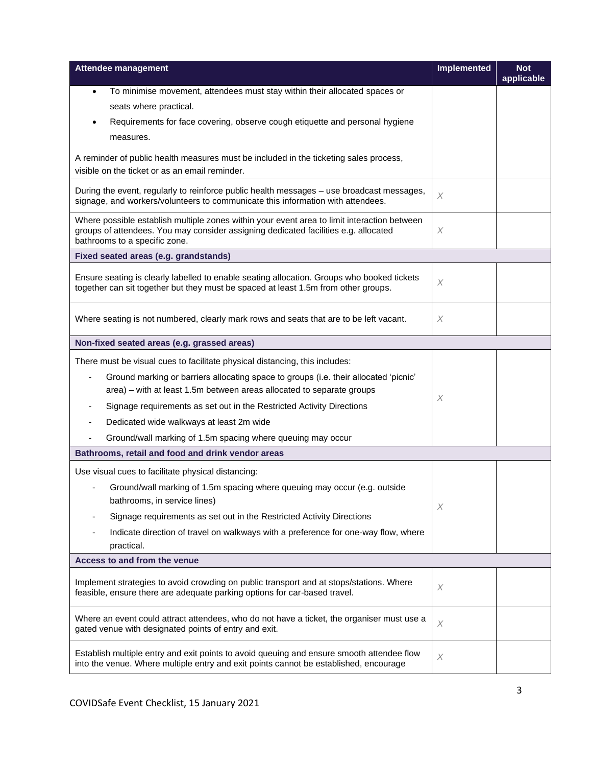| Attendee management | Implemented | Not applicable |
|---|---|---|
| • To minimise movement, attendees must stay within their allocated spaces or seats where practical. <br> • Requirements for face covering, observe cough etiquette and personal hygiene measures. <br><br> A reminder of public health measures must be included in the ticketing sales process, visible on the ticket or as an email reminder. | | |
| During the event, regularly to reinforce public health messages – use broadcast messages, signage, and workers/volunteers to communicate this information with attendees. | X | |
| Where possible establish multiple zones within your event area to limit interaction between groups of attendees. You may consider assigning dedicated facilities e.g. allocated bathrooms to a specific zone. | X | |
| **Fixed seated areas (e.g. grandstands)** | | |
| Ensure seating is clearly labelled to enable seating allocation. Groups who booked tickets together can sit together but they must be spaced at least 1.5m from other groups. | X | |
| Where seating is not numbered, clearly mark rows and seats that are to be left vacant. | X | |
| **Non-fixed seated areas (e.g. grassed areas)** | | |
| There must be visual cues to facilitate physical distancing, this includes: <br> - Ground marking or barriers allocating space to groups (i.e. their allocated 'picnic' area) – with at least 1.5m between areas allocated to separate groups <br> - Signage requirements as set out in the Restricted Activity Directions <br> - Dedicated wide walkways at least 2m wide <br> - Ground/wall marking of 1.5m spacing where queuing may occur | X | |
| **Bathrooms, retail and food and drink vendor areas** | | |
| Use visual cues to facilitate physical distancing: <br> - Ground/wall marking of 1.5m spacing where queuing may occur (e.g. outside bathrooms, in service lines) <br> - Signage requirements as set out in the Restricted Activity Directions <br> - Indicate direction of travel on walkways with a preference for one-way flow, where practical. | X | |
| **Access to and from the venue** | | |
| Implement strategies to avoid crowding on public transport and at stops/stations. Where feasible, ensure there are adequate parking options for car-based travel. | X | |
| Where an event could attract attendees, who do not have a ticket, the organiser must use a gated venue with designated points of entry and exit. | X | |
| Establish multiple entry and exit points to avoid queuing and ensure smooth attendee flow into the venue. Where multiple entry and exit points cannot be established, encourage | X | |

COVIDSafe Event Checklist, 15 January 2021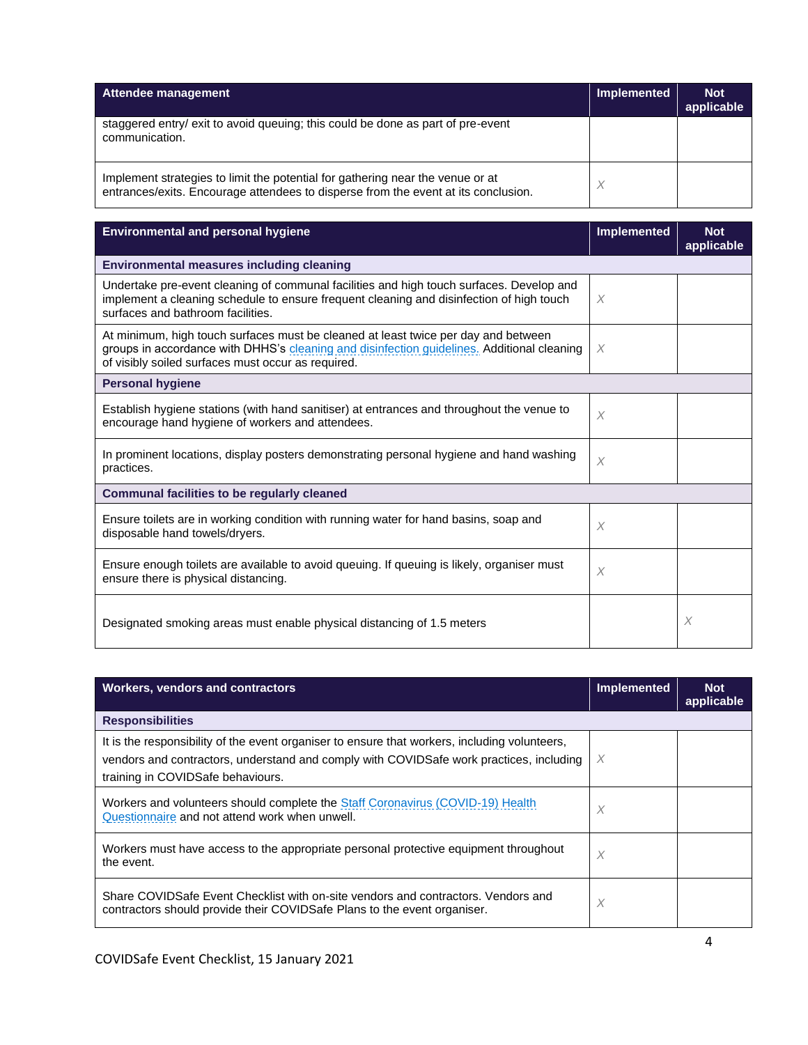| Attendee management | Implemented | Not applicable |
|---|---|---|
| staggered entry/ exit to avoid queuing; this could be done as part of pre-event communication. | | |
| Implement strategies to limit the potential for gathering near the venue or at entrances/exits. Encourage attendees to disperse from the event at its conclusion. | X | |

| Environmental and personal hygiene | Implemented | Not applicable |
|---|---|---|
| **Environmental measures including cleaning** | | |
| Undertake pre-event cleaning of communal facilities and high touch surfaces. Develop and implement a cleaning schedule to ensure frequent cleaning and disinfection of high touch surfaces and bathroom facilities. | X | |
| At minimum, high touch surfaces must be cleaned at least twice per day and between groups in accordance with DHHS's cleaning and disinfection guidelines. Additional cleaning of visibly soiled surfaces must occur as required. | X | |
| **Personal hygiene** | | |
| Establish hygiene stations (with hand sanitiser) at entrances and throughout the venue to encourage hand hygiene of workers and attendees. | X | |
| In prominent locations, display posters demonstrating personal hygiene and hand washing practices. | X | |
| **Communal facilities to be regularly cleaned** | | |
| Ensure toilets are in working condition with running water for hand basins, soap and disposable hand towels/dryers. | X | |
| Ensure enough toilets are available to avoid queuing. If queuing is likely, organiser must ensure there is physical distancing. | X | |
| Designated smoking areas must enable physical distancing of 1.5 meters | | X |

| Workers, vendors and contractors | Implemented | Not applicable |
|---|---|---|
| **Responsibilities** | | |
| It is the responsibility of the event organiser to ensure that workers, including volunteers, vendors and contractors, understand and comply with COVIDSafe work practices, including training in COVIDSafe behaviours. | X | |
| Workers and volunteers should complete the Staff Coronavirus (COVID-19) Health Questionnaire and not attend work when unwell. | X | |
| Workers must have access to the appropriate personal protective equipment throughout the event. | X | |
| Share COVIDSafe Event Checklist with on-site vendors and contractors. Vendors and contractors should provide their COVIDSafe Plans to the event organiser. | X | |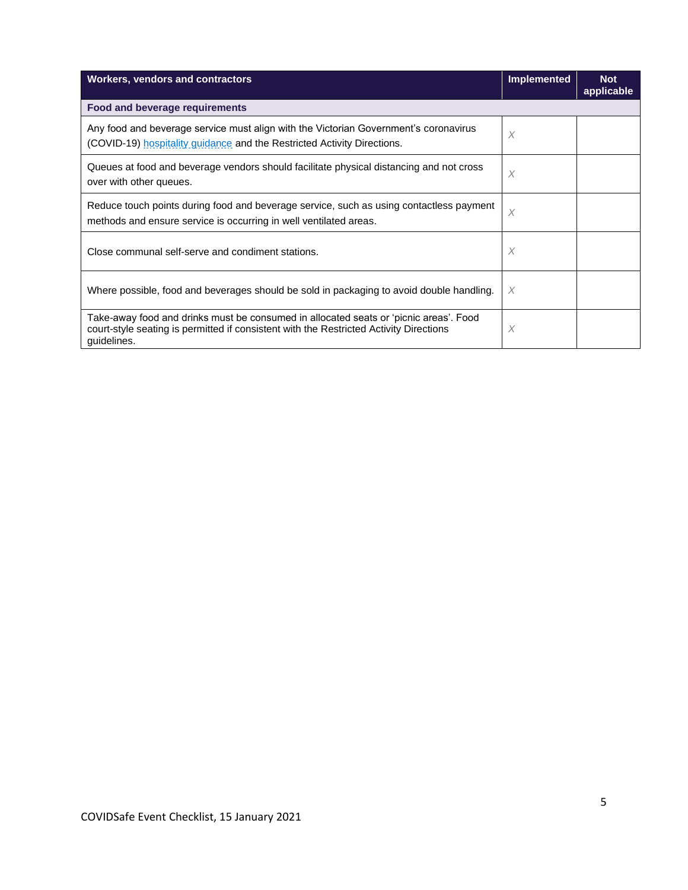| Workers, vendors and contractors | Implemented | Not applicable |
|---|---|---|
| **Food and beverage requirements** | | |
| Any food and beverage service must align with the Victorian Government's coronavirus (COVID-19) [hospitality guidance]() and the Restricted Activity Directions. | *X* | |
| Queues at food and beverage vendors should facilitate physical distancing and not cross over with other queues. | *X* | |
| Reduce touch points during food and beverage service, such as using contactless payment methods and ensure service is occurring in well ventilated areas. | *X* | |
| Close communal self-serve and condiment stations. | *X* | |
| Where possible, food and beverages should be sold in packaging to avoid double handling. | *X* | |
| Take-away food and drinks must be consumed in allocated seats or 'picnic areas'. Food court-style seating is permitted if consistent with the Restricted Activity Directions guidelines. | *X* | |